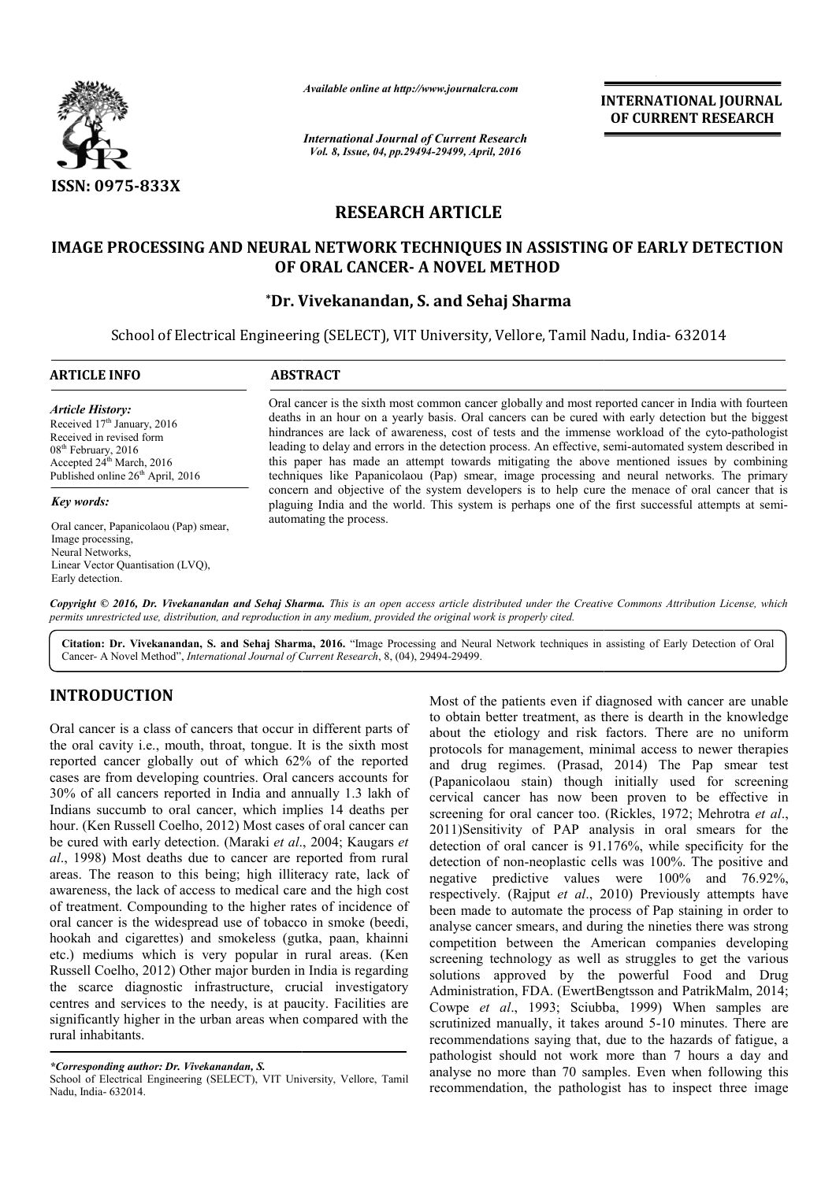# RESEARCH ARTICLE

## IMAGE PROCESSING AND NEURAL NETWORK TECHNIQUES IN ASSISTING OF EARLY DETECTION OF ORAL CANCER- A NOVEL METHOD

**\*Dr. Vivekanandan, S. and Sehaj Sharma**

School of Electrical Engineering (SELECT), VIT University, Vellore, Tamil Nadu, India- 632014

### ARTICLE INFO

*Article History:*

Received 17[th] January, 2016
Received in revised form
08[th] February, 2016
Accepted 24[th] March, 2016
Published online 26[th] April, 2016

*Key words:*

Oral cancer, Papanicolaou (Pap) smear,
Image processing,
Neural Networks,
Linear Vector Quantisation (LVQ),
Early detection.

### ABSTRACT

Oral cancer is the sixth most common cancer globally and most reported cancer in India with fourteen deaths in an hour on a yearly basis. Oral cancers can be cured with early detection but the biggest hindrances are lack of awareness, cost of tests and the immense workload of the cyto-pathologist leading to delay and errors in the detection process. An effective, semi-automated system described in this paper has made an attempt towards mitigating the above mentioned issues by combining techniques like Papanicolaou (Pap) smear, image processing and neural networks. The primary concern and objective of the system developers is to help cure the menace of oral cancer that is plaguing India and the world. This system is perhaps one of the first successful attempts at semi-automating the process.

*Copyright © 2016, Dr. Vivekanandan and Sehaj Sharma. This is an open access article distributed under the Creative Commons Attribution License, which permits unrestricted use, distribution, and reproduction in any medium, provided the original work is properly cited.*

**Citation: Dr. Vivekanandan, S. and Sehaj Sharma, 2016.** "Image Processing and Neural Network techniques in assisting of Early Detection of Oral Cancer- A Novel Method", *International Journal of Current Research*, 8, (04), 29494-29499.

## INTRODUCTION

Oral cancer is a class of cancers that occur in different parts of the oral cavity i.e., mouth, throat, tongue. It is the sixth most reported cancer globally out of which 62% of the reported cases are from developing countries. Oral cancers accounts for 30% of all cancers reported in India and annually 1.3 lakh of Indians succumb to oral cancer, which implies 14 deaths per hour. (Ken Russell Coelho, 2012) Most cases of oral cancer can be cured with early detection. (Maraki *et al*., 2004; Kaugars *et al*., 1998) Most deaths due to cancer are reported from rural areas. The reason to this being; high illiteracy rate, lack of awareness, the lack of access to medical care and the high cost of treatment. Compounding to the higher rates of incidence of oral cancer is the widespread use of tobacco in smoke (beedi, hookah and cigarettes) and smokeless (gutka, paan, khainni etc.) mediums which is very popular in rural areas. (Ken Russell Coelho, 2012) Other major burden in India is regarding the scarce diagnostic infrastructure, crucial investigatory centres and services to the needy, is at paucity. Facilities are significantly higher in the urban areas when compared with the rural inhabitants.

Most of the patients even if diagnosed with cancer are unable to obtain better treatment, as there is dearth in the knowledge about the etiology and risk factors. There are no uniform protocols for management, minimal access to newer therapies and drug regimes. (Prasad, 2014) The Pap smear test (Papanicolaou stain) though initially used for screening cervical cancer has now been proven to be effective in screening for oral cancer too. (Rickles, 1972; Mehrotra *et al*., 2011)Sensitivity of PAP analysis in oral smears for the detection of oral cancer is 91.176%, while specificity for the detection of non-neoplastic cells was 100%. The positive and negative predictive values were 100% and 76.92%, respectively. (Rajput *et al*., 2010) Previously attempts have been made to automate the process of Pap staining in order to analyse cancer smears, and during the nineties there was strong competition between the American companies developing screening technology as well as struggles to get the various solutions approved by the powerful Food and Drug Administration, FDA. (EwertBengtsson and PatrikMalm, 2014; Cowpe *et al*., 1993; Sciubba, 1999) When samples are scrutinized manually, it takes around 5-10 minutes. There are recommendations saying that, due to the hazards of fatigue, a pathologist should not work more than 7 hours a day and analyse no more than 70 samples. Even when following this recommendation, the pathologist has to inspect three image

---

*\*Corresponding author: Dr. Vivekanandan, S.*
School of Electrical Engineering (SELECT), VIT University, Vellore, Tamil Nadu, India- 632014.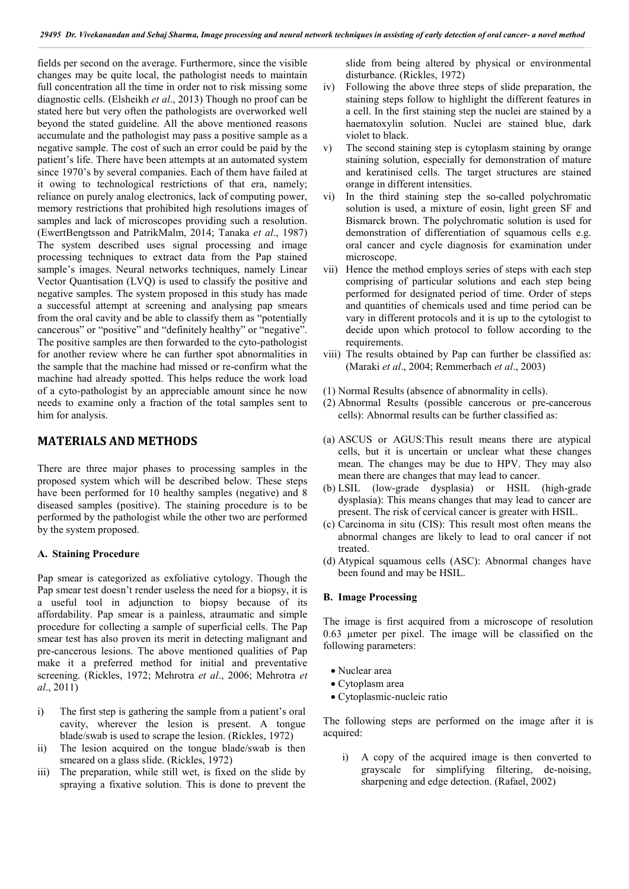fields per second on the average. Furthermore, since the visible changes may be quite local, the pathologist needs to maintain full concentration all the time in order not to risk missing some diagnostic cells. (Elsheikh *et al*., 2013) Though no proof can be stated here but very often the pathologists are overworked well beyond the stated guideline. All the above mentioned reasons accumulate and the pathologist may pass a positive sample as a negative sample. The cost of such an error could be paid by the patient's life. There have been attempts at an automated system since 1970's by several companies. Each of them have failed at it owing to technological restrictions of that era, namely; reliance on purely analog electronics, lack of computing power, memory restrictions that prohibited high resolutions images of samples and lack of microscopes providing such a resolution. (EwertBengtsson and PatrikMalm, 2014; Tanaka *et al*., 1987) The system described uses signal processing and image processing techniques to extract data from the Pap stained sample's images. Neural networks techniques, namely Linear Vector Quantisation (LVQ) is used to classify the positive and negative samples. The system proposed in this study has made a successful attempt at screening and analysing pap smears from the oral cavity and be able to classify them as "potentially cancerous" or "positive" and "definitely healthy" or "negative". The positive samples are then forwarded to the cyto-pathologist for another review where he can further spot abnormalities in the sample that the machine had missed or re-confirm what the machine had already spotted. This helps reduce the work load of a cyto-pathologist by an appreciable amount since he now needs to examine only a fraction of the total samples sent to him for analysis.

## MATERIALS AND METHODS

There are three major phases to processing samples in the proposed system which will be described below. These steps have been performed for 10 healthy samples (negative) and 8 diseased samples (positive). The staining procedure is to be performed by the pathologist while the other two are performed by the system proposed.

### A. Staining Procedure

Pap smear is categorized as exfoliative cytology. Though the Pap smear test doesn't render useless the need for a biopsy, it is a useful tool in adjunction to biopsy because of its affordability. Pap smear is a painless, atraumatic and simple procedure for collecting a sample of superficial cells. The Pap smear test has also proven its merit in detecting malignant and pre-cancerous lesions. The above mentioned qualities of Pap make it a preferred method for initial and preventative screening. (Rickles, 1972; Mehrotra *et al*., 2006; Mehrotra *et al*., 2011)

i) The first step is gathering the sample from a patient's oral cavity, wherever the lesion is present. A tongue blade/swab is used to scrape the lesion. (Rickles, 1972)
ii) The lesion acquired on the tongue blade/swab is then smeared on a glass slide. (Rickles, 1972)
iii) The preparation, while still wet, is fixed on the slide by spraying a fixative solution. This is done to prevent the slide from being altered by physical or environmental disturbance. (Rickles, 1972)
iv) Following the above three steps of slide preparation, the staining steps follow to highlight the different features in a cell. In the first staining step the nuclei are stained by a haematoxylin solution. Nuclei are stained blue, dark violet to black.
v) The second staining step is cytoplasm staining by orange staining solution, especially for demonstration of mature and keratinised cells. The target structures are stained orange in different intensities.
vi) In the third staining step the so-called polychromatic solution is used, a mixture of eosin, light green SF and Bismarck brown. The polychromatic solution is used for demonstration of differentiation of squamous cells e.g. oral cancer and cycle diagnosis for examination under microscope.
vii) Hence the method employs series of steps with each step comprising of particular solutions and each step being performed for designated period of time. Order of steps and quantities of chemicals used and time period can be vary in different protocols and it is up to the cytologist to decide upon which protocol to follow according to the requirements.
viii) The results obtained by Pap can further be classified as: (Maraki *et al*., 2004; Remmerbach *et al*., 2003)

(1) Normal Results (absence of abnormality in cells).
(2) Abnormal Results (possible cancerous or pre-cancerous cells): Abnormal results can be further classified as:

(a) ASCUS or AGUS:This result means there are atypical cells, but it is uncertain or unclear what these changes mean. The changes may be due to HPV. They may also mean there are changes that may lead to cancer.
(b) LSIL (low-grade dysplasia) or HSIL (high-grade dysplasia): This means changes that may lead to cancer are present. The risk of cervical cancer is greater with HSIL.
(c) Carcinoma in situ (CIS): This result most often means the abnormal changes are likely to lead to oral cancer if not treated.
(d) Atypical squamous cells (ASC): Abnormal changes have been found and may be HSIL.

### B. Image Processing

The image is first acquired from a microscope of resolution 0.63 µmeter per pixel. The image will be classified on the following parameters:

- Nuclear area
- Cytoplasm area
- Cytoplasmic-nucleic ratio

The following steps are performed on the image after it is acquired:

i) A copy of the acquired image is then converted to grayscale for simplifying filtering, de-noising, sharpening and edge detection. (Rafael, 2002)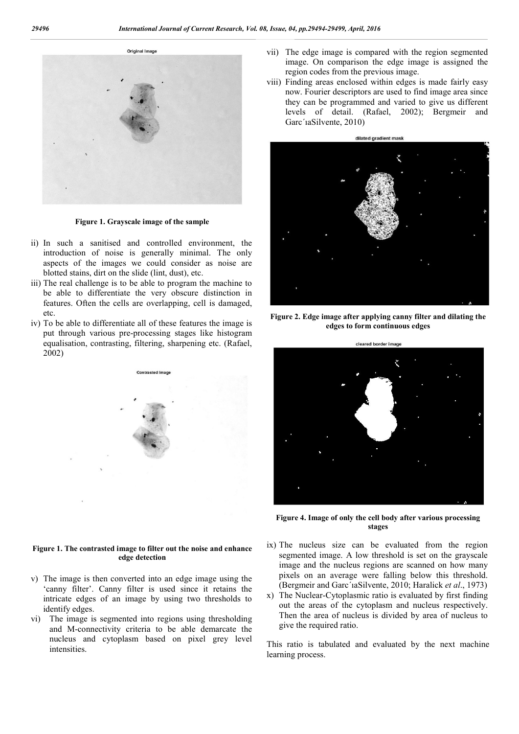Figure 1. Grayscale image of the sample

ii) In such a sanitised and controlled environment, the introduction of noise is generally minimal. The only aspects of the images we could consider as noise are blotted stains, dirt on the slide (lint, dust), etc.
iii) The real challenge is to be able to program the machine to be able to differentiate the very obscure distinction in features. Often the cells are overlapping, cell is damaged, etc.
iv) To be able to differentiate all of these features the image is put through various pre-processing stages like histogram equalisation, contrasting, filtering, sharpening etc. (Rafael, 2002)

Figure 1. The contrasted image to filter out the noise and enhance edge detection

v) The image is then converted into an edge image using the 'canny filter'. Canny filter is used since it retains the intricate edges of an image by using two thresholds to identify edges.
vi) The image is segmented into regions using thresholding and M-connectivity criteria to be able demarcate the nucleus and cytoplasm based on pixel grey level intensities.
vii) The edge image is compared with the region segmented image. On comparison the edge image is assigned the region codes from the previous image.
viii) Finding areas enclosed within edges is made fairly easy now. Fourier descriptors are used to find image area since they can be programmed and varied to give us different levels of detail. (Rafael, 2002); Bergmeir and Garc´ıaSilvente, 2010)

Figure 2. Edge image after applying canny filter and dilating the edges to form continuous edges

Figure 4. Image of only the cell body after various processing stages

ix) The nucleus size can be evaluated from the region segmented image. A low threshold is set on the grayscale image and the nucleus regions are scanned on how many pixels on an average were falling below this threshold. (Bergmeir and Garc´ıaSilvente, 2010; Haralick *et al*., 1973)
x) The Nuclear-Cytoplasmic ratio is evaluated by first finding out the areas of the cytoplasm and nucleus respectively. Then the area of nucleus is divided by area of nucleus to give the required ratio.

This ratio is tabulated and evaluated by the next machine learning process.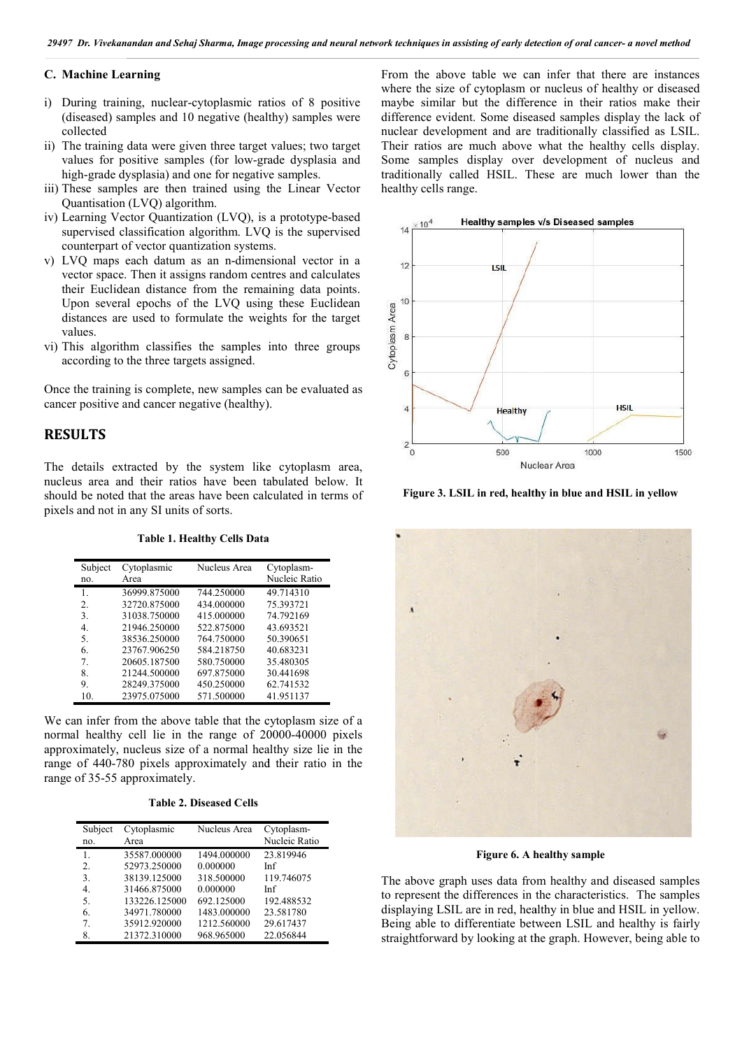### C. Machine Learning

i) During training, nuclear-cytoplasmic ratios of 8 positive (diseased) samples and 10 negative (healthy) samples were collected
ii) The training data were given three target values; two target values for positive samples (for low-grade dysplasia and high-grade dysplasia) and one for negative samples.
iii) These samples are then trained using the Linear Vector Quantisation (LVQ) algorithm.
iv) Learning Vector Quantization (LVQ), is a prototype-based supervised classification algorithm. LVQ is the supervised counterpart of vector quantization systems.
v) LVQ maps each datum as an n-dimensional vector in a vector space. Then it assigns random centres and calculates their Euclidean distance from the remaining data points. Upon several epochs of the LVQ using these Euclidean distances are used to formulate the weights for the target values.
vi) This algorithm classifies the samples into three groups according to the three targets assigned.

Once the training is complete, new samples can be evaluated as cancer positive and cancer negative (healthy).

## RESULTS

The details extracted by the system like cytoplasm area, nucleus area and their ratios have been tabulated below. It should be noted that the areas have been calculated in terms of pixels and not in any SI units of sorts.

**Table 1. Healthy Cells Data**

| Subject no. | Cytoplasmic Area | Nucleus Area | Cytoplasm-Nucleic Ratio |
|---|---|---|---|
| 1. | 36999.875000 | 744.250000 | 49.714310 |
| 2. | 32720.875000 | 434.000000 | 75.393721 |
| 3. | 31038.750000 | 415.000000 | 74.792169 |
| 4. | 21946.250000 | 522.875000 | 43.693521 |
| 5. | 38536.250000 | 764.750000 | 50.390651 |
| 6. | 23767.906250 | 584.218750 | 40.683231 |
| 7. | 20605.187500 | 580.750000 | 35.480305 |
| 8. | 21244.500000 | 697.875000 | 30.441698 |
| 9. | 28249.375000 | 450.250000 | 62.741532 |
| 10. | 23975.075000 | 571.500000 | 41.951137 |

We can infer from the above table that the cytoplasm size of a normal healthy cell lie in the range of 20000-40000 pixels approximately, nucleus size of a normal healthy size lie in the range of 440-780 pixels approximately and their ratio in the range of 35-55 approximately.

**Table 2. Diseased Cells**

| Subject no. | Cytoplasmic Area | Nucleus Area | Cytoplasm-Nucleic Ratio |
|---|---|---|---|
| 1. | 35587.000000 | 1494.000000 | 23.819946 |
| 2. | 52973.250000 | 0.000000 | Inf |
| 3. | 38139.125000 | 318.500000 | 119.746075 |
| 4. | 31466.875000 | 0.000000 | Inf |
| 5. | 133226.125000 | 692.125000 | 192.488532 |
| 6. | 34971.780000 | 1483.000000 | 23.581780 |
| 7. | 35912.920000 | 1212.560000 | 29.617437 |
| 8. | 21372.310000 | 968.965000 | 22.056844 |

From the above table we can infer that there are instances where the size of cytoplasm or nucleus of healthy or diseased maybe similar but the difference in their ratios make their difference evident. Some diseased samples display the lack of nuclear development and are traditionally classified as LSIL. Their ratios are much above what the healthy cells display. Some samples display over development of nucleus and traditionally called HSIL. These are much lower than the healthy cells range.

**Figure 3. LSIL in red, healthy in blue and HSIL in yellow**

**Figure 6. A healthy sample**

The above graph uses data from healthy and diseased samples to represent the differences in the characteristics. The samples displaying LSIL are in red, healthy in blue and HSIL in yellow. Being able to differentiate between LSIL and healthy is fairly straightforward by looking at the graph. However, being able to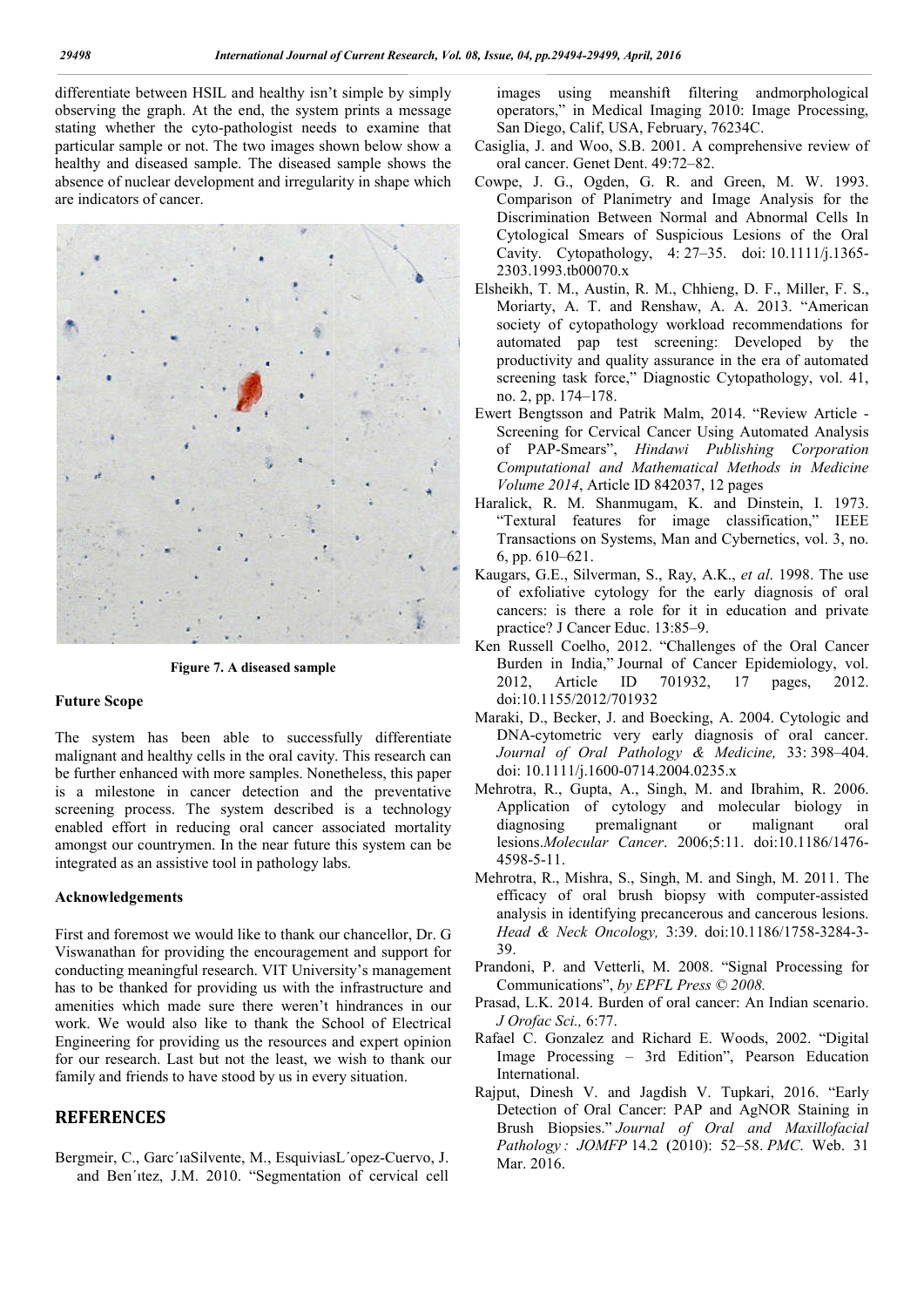differentiate between HSIL and healthy isn't simple by simply observing the graph. At the end, the system prints a message stating whether the cyto-pathologist needs to examine that particular sample or not. The two images shown below show a healthy and diseased sample. The diseased sample shows the absence of nuclear development and irregularity in shape which are indicators of cancer.

**Figure 7. A diseased sample**

### Future Scope

The system has been able to successfully differentiate malignant and healthy cells in the oral cavity. This research can be further enhanced with more samples. Nonetheless, this paper is a milestone in cancer detection and the preventative screening process. The system described is a technology enabled effort in reducing oral cancer associated mortality amongst our countrymen. In the near future this system can be integrated as an assistive tool in pathology labs.

### Acknowledgements

First and foremost we would like to thank our chancellor, Dr. G Viswanathan for providing the encouragement and support for conducting meaningful research. VIT University's management has to be thanked for providing us with the infrastructure and amenities which made sure there weren't hindrances in our work. We would also like to thank the School of Electrical Engineering for providing us the resources and expert opinion for our research. Last but not the least, we wish to thank our family and friends to have stood by us in every situation.

## REFERENCES

Bergmeir, C., Garc´ıaSilvente, M., EsquiviasL´opez-Cuervo, J. and Ben´ıtez, J.M. 2010. "Segmentation of cervical cell images using meanshift filtering andmorphological operators," in Medical Imaging 2010: Image Processing, San Diego, Calif, USA, February, 76234C.

Casiglia, J. and Woo, S.B. 2001. A comprehensive review of oral cancer. Genet Dent. 49:72–82.

Cowpe, J. G., Ogden, G. R. and Green, M. W. 1993. Comparison of Planimetry and Image Analysis for the Discrimination Between Normal and Abnormal Cells In Cytological Smears of Suspicious Lesions of the Oral Cavity. Cytopathology, 4: 27–35. doi: 10.1111/j.1365-2303.1993.tb00070.x

Elsheikh, T. M., Austin, R. M., Chhieng, D. F., Miller, F. S., Moriarty, A. T. and Renshaw, A. A. 2013. "American society of cytopathology workload recommendations for automated pap test screening: Developed by the productivity and quality assurance in the era of automated screening task force," Diagnostic Cytopathology, vol. 41, no. 2, pp. 174–178.

Ewert Bengtsson and Patrik Malm, 2014. "Review Article - Screening for Cervical Cancer Using Automated Analysis of PAP-Smears", *Hindawi Publishing Corporation Computational and Mathematical Methods in Medicine Volume 2014*, Article ID 842037, 12 pages

Haralick, R. M. Shanmugam, K. and Dinstein, I. 1973. "Textural features for image classification," IEEE Transactions on Systems, Man and Cybernetics, vol. 3, no. 6, pp. 610–621.

Kaugars, G.E., Silverman, S., Ray, A.K., *et al*. 1998. The use of exfoliative cytology for the early diagnosis of oral cancers: is there a role for it in education and private practice? J Cancer Educ. 13:85–9.

Ken Russell Coelho, 2012. "Challenges of the Oral Cancer Burden in India," Journal of Cancer Epidemiology, vol. 2012, Article ID 701932, 17 pages, 2012. doi:10.1155/2012/701932

Maraki, D., Becker, J. and Boecking, A. 2004. Cytologic and DNA-cytometric very early diagnosis of oral cancer. *Journal of Oral Pathology & Medicine,* 33: 398–404. doi: 10.1111/j.1600-0714.2004.0235.x

Mehrotra, R., Gupta, A., Singh, M. and Ibrahim, R. 2006. Application of cytology and molecular biology in diagnosing premalignant or malignant oral lesions.*Molecular Cancer*. 2006;5:11. doi:10.1186/1476-4598-5-11.

Mehrotra, R., Mishra, S., Singh, M. and Singh, M. 2011. The efficacy of oral brush biopsy with computer-assisted analysis in identifying precancerous and cancerous lesions. *Head & Neck Oncology,* 3:39. doi:10.1186/1758-3284-3-39.

Prandoni, P. and Vetterli, M. 2008. "Signal Processing for Communications", *by EPFL Press © 2008.*

Prasad, L.K. 2014. Burden of oral cancer: An Indian scenario. *J Orofac Sci.,* 6:77.

Rafael C. Gonzalez and Richard E. Woods, 2002. "Digital Image Processing – 3rd Edition", Pearson Education International.

Rajput, Dinesh V. and Jagdish V. Tupkari, 2016. "Early Detection of Oral Cancer: PAP and AgNOR Staining in Brush Biopsies." *Journal of Oral and Maxillofacial Pathology : JOMFP* 14.2 (2010): 52–58. *PMC*. Web. 31 Mar. 2016.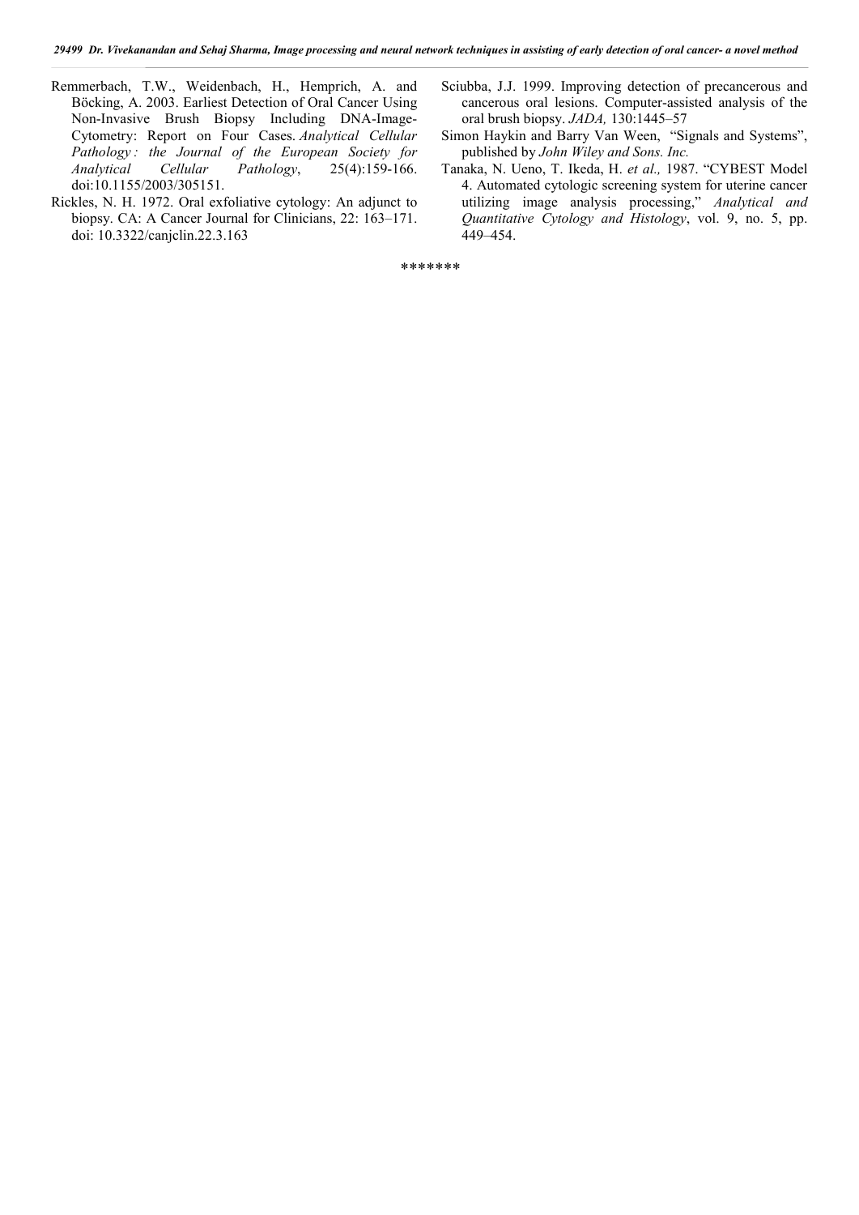Remmerbach, T.W., Weidenbach, H., Hemprich, A. and Böcking, A. 2003. Earliest Detection of Oral Cancer Using Non-Invasive Brush Biopsy Including DNA-Image-Cytometry: Report on Four Cases. *Analytical Cellular Pathology : the Journal of the European Society for Analytical Cellular Pathology*, 25(4):159-166. doi:10.1155/2003/305151.

Rickles, N. H. 1972. Oral exfoliative cytology: An adjunct to biopsy. CA: A Cancer Journal for Clinicians, 22: 163–171. doi: 10.3322/canjclin.22.3.163

Sciubba, J.J. 1999. Improving detection of precancerous and cancerous oral lesions. Computer-assisted analysis of the oral brush biopsy. *JADA,* 130:1445–57

Simon Haykin and Barry Van Ween, "Signals and Systems", published by *John Wiley and Sons. Inc.*

Tanaka, N. Ueno, T. Ikeda, H. *et al.,* 1987. "CYBEST Model 4. Automated cytologic screening system for uterine cancer utilizing image analysis processing," *Analytical and Quantitative Cytology and Histology*, vol. 9, no. 5, pp. 449–454.

*******